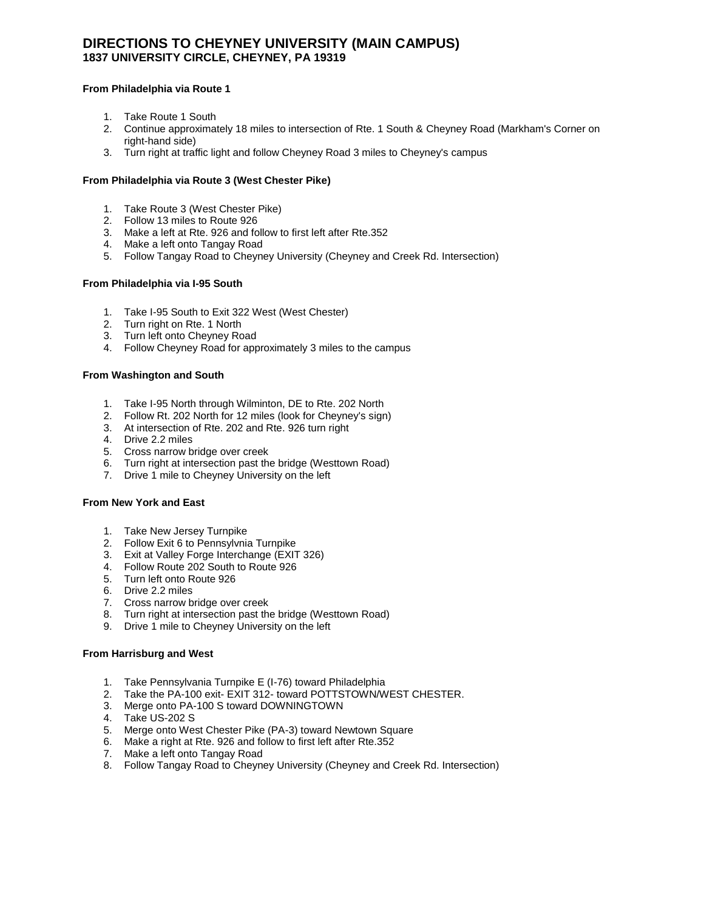# DIRECTIONS TO CHEYNEY UNIVERSITY (MAIN CAMPUS)
## 1837 UNIVERSITY CIRCLE, CHEYNEY, PA 19319

**From Philadelphia via Route 1**

1. Take Route 1 South
2. Continue approximately 18 miles to intersection of Rte. 1 South & Cheyney Road (Markham's Corner on right-hand side)
3. Turn right at traffic light and follow Cheyney Road 3 miles to Cheyney's campus

**From Philadelphia via Route 3 (West Chester Pike)**

1. Take Route 3 (West Chester Pike)
2. Follow 13 miles to Route 926
3. Make a left at Rte. 926 and follow to first left after Rte.352
4. Make a left onto Tangay Road
5. Follow Tangay Road to Cheyney University (Cheyney and Creek Rd. Intersection)

**From Philadelphia via I-95 South**

1. Take I-95 South to Exit 322 West (West Chester)
2. Turn right on Rte. 1 North
3. Turn left onto Cheyney Road
4. Follow Cheyney Road for approximately 3 miles to the campus

**From Washington and South**

1. Take I-95 North through Wilminton, DE to Rte. 202 North
2. Follow Rt. 202 North for 12 miles (look for Cheyney's sign)
3. At intersection of Rte. 202 and Rte. 926 turn right
4. Drive 2.2 miles
5. Cross narrow bridge over creek
6. Turn right at intersection past the bridge (Westtown Road)
7. Drive 1 mile to Cheyney University on the left

**From New York and East**

1. Take New Jersey Turnpike
2. Follow Exit 6 to Pennsylvnia Turnpike
3. Exit at Valley Forge Interchange (EXIT 326)
4. Follow Route 202 South to Route 926
5. Turn left onto Route 926
6. Drive 2.2 miles
7. Cross narrow bridge over creek
8. Turn right at intersection past the bridge (Westtown Road)
9. Drive 1 mile to Cheyney University on the left

**From Harrisburg and West**

1. Take Pennsylvania Turnpike E (I-76) toward Philadelphia
2. Take the PA-100 exit- EXIT 312- toward POTTSTOWN/WEST CHESTER.
3. Merge onto PA-100 S toward DOWNINGTOWN
4. Take US-202 S
5. Merge onto West Chester Pike (PA-3) toward Newtown Square
6. Make a right at Rte. 926 and follow to first left after Rte.352
7. Make a left onto Tangay Road
8. Follow Tangay Road to Cheyney University (Cheyney and Creek Rd. Intersection)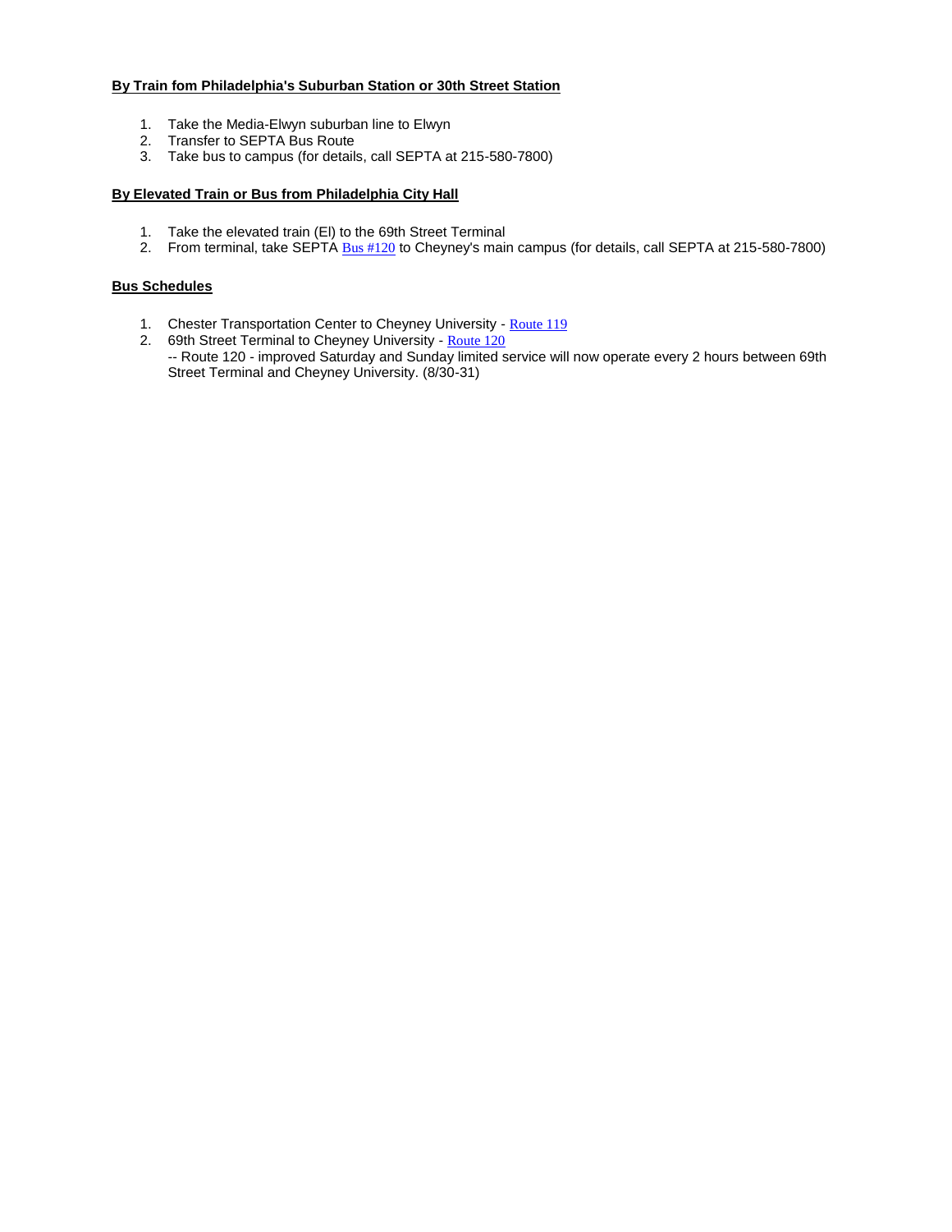**By Train fom Philadelphia's Suburban Station or 30th Street Station**

1. Take the Media-Elwyn suburban line to Elwyn
2. Transfer to SEPTA Bus Route
3. Take bus to campus (for details, call SEPTA at 215-580-7800)

**By Elevated Train or Bus from Philadelphia City Hall**

1. Take the elevated train (El) to the 69th Street Terminal
2. From terminal, take SEPTA Bus #120 to Cheyney's main campus (for details, call SEPTA at 215-580-7800)

**Bus Schedules**

1. Chester Transportation Center to Cheyney University - Route 119
2. 69th Street Terminal to Cheyney University - Route 120
   -- Route 120 - improved Saturday and Sunday limited service will now operate every 2 hours between 69th Street Terminal and Cheyney University. (8/30-31)